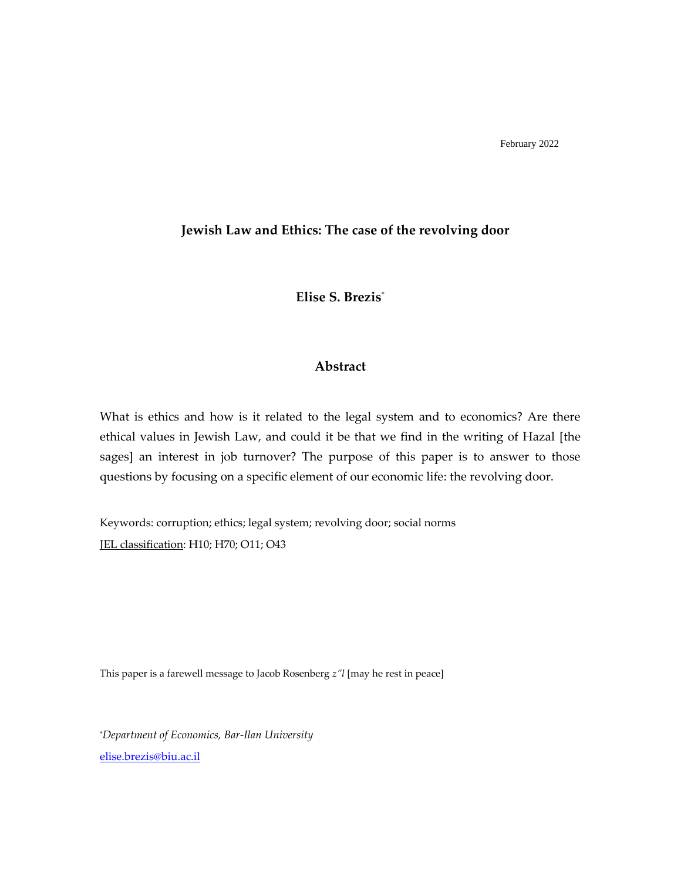February 2022

# Jewish Law and Ethics: The case of the revolving door

**Elise S. Brezis**[*]

## Abstract

What is ethics and how is it related to the legal system and to economics? Are there ethical values in Jewish Law, and could it be that we find in the writing of Hazal [the sages] an interest in job turnover? The purpose of this paper is to answer to those questions by focusing on a specific element of our economic life: the revolving door.

Keywords: corruption; ethics; legal system; revolving door; social norms

JEL classification: H10; H70; O11; O43

This paper is a farewell message to Jacob Rosenberg *z"l* [may he rest in peace]

[*] *Department of Economics, Bar-Ilan University*

elise.brezis@biu.ac.il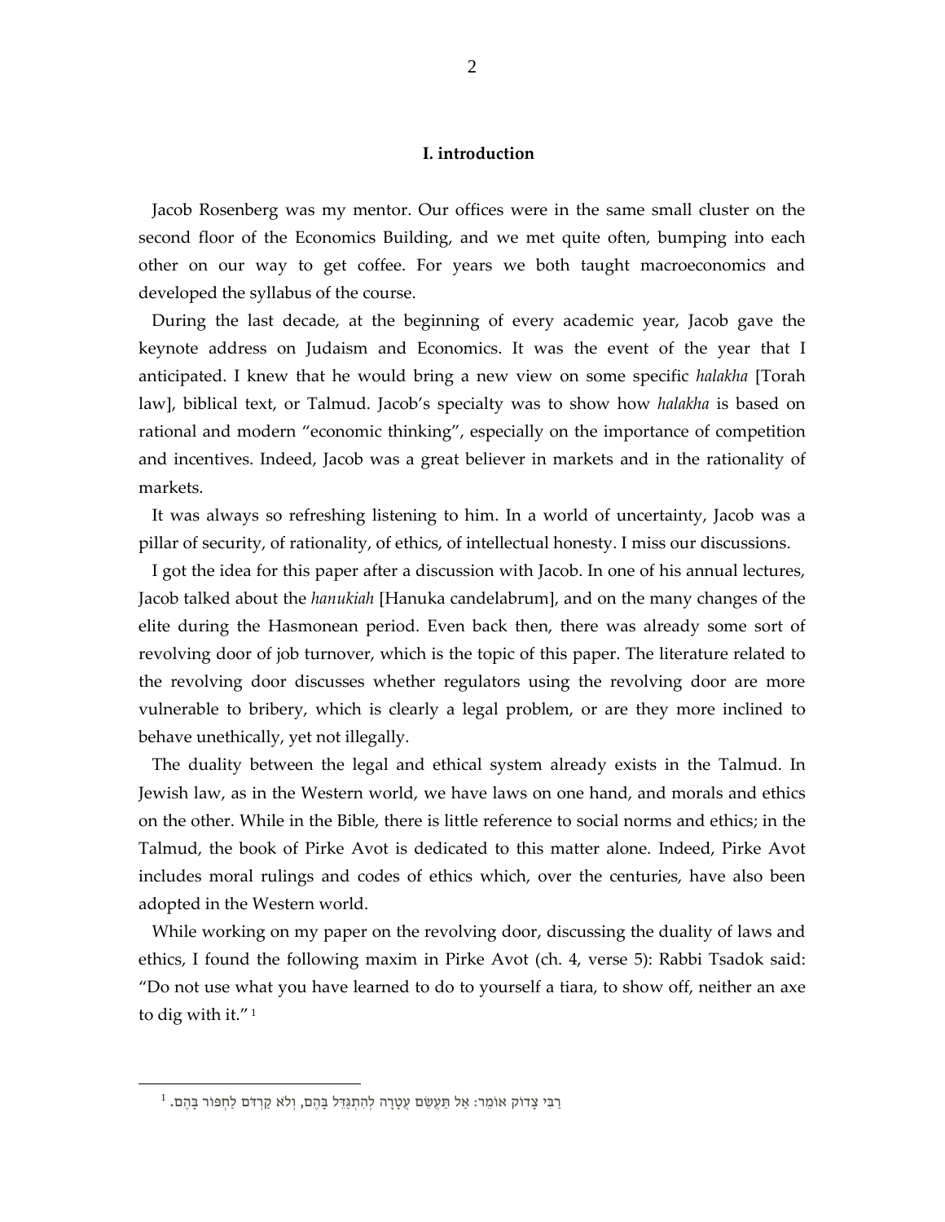## I. introduction

Jacob Rosenberg was my mentor. Our offices were in the same small cluster on the second floor of the Economics Building, and we met quite often, bumping into each other on our way to get coffee. For years we both taught macroeconomics and developed the syllabus of the course.

During the last decade, at the beginning of every academic year, Jacob gave the keynote address on Judaism and Economics. It was the event of the year that I anticipated. I knew that he would bring a new view on some specific *halakha* [Torah law], biblical text, or Talmud. Jacob's specialty was to show how *halakha* is based on rational and modern "economic thinking", especially on the importance of competition and incentives. Indeed, Jacob was a great believer in markets and in the rationality of markets.

It was always so refreshing listening to him. In a world of uncertainty, Jacob was a pillar of security, of rationality, of ethics, of intellectual honesty. I miss our discussions.

I got the idea for this paper after a discussion with Jacob. In one of his annual lectures, Jacob talked about the *hanukiah* [Hanuka candelabrum], and on the many changes of the elite during the Hasmonean period. Even back then, there was already some sort of revolving door of job turnover, which is the topic of this paper. The literature related to the revolving door discusses whether regulators using the revolving door are more vulnerable to bribery, which is clearly a legal problem, or are they more inclined to behave unethically, yet not illegally.

The duality between the legal and ethical system already exists in the Talmud. In Jewish law, as in the Western world, we have laws on one hand, and morals and ethics on the other. While in the Bible, there is little reference to social norms and ethics; in the Talmud, the book of Pirke Avot is dedicated to this matter alone. Indeed, Pirke Avot includes moral rulings and codes of ethics which, over the centuries, have also been adopted in the Western world.

While working on my paper on the revolving door, discussing the duality of laws and ethics, I found the following maxim in Pirke Avot (ch. 4, verse 5): Rabbi Tsadok said: "Do not use what you have learned to do to yourself a tiara, to show off, neither an axe to dig with it." [1]

---

[1] רַבִּי צָדוֹק אוֹמֵר: אַל תַּעֲשֵׂם עֲטָרָה לְהִתְגַּדֵּל בָּהֶם, וְלֹא קַרְדֹּם לַחְפּוֹר בָּהֶם.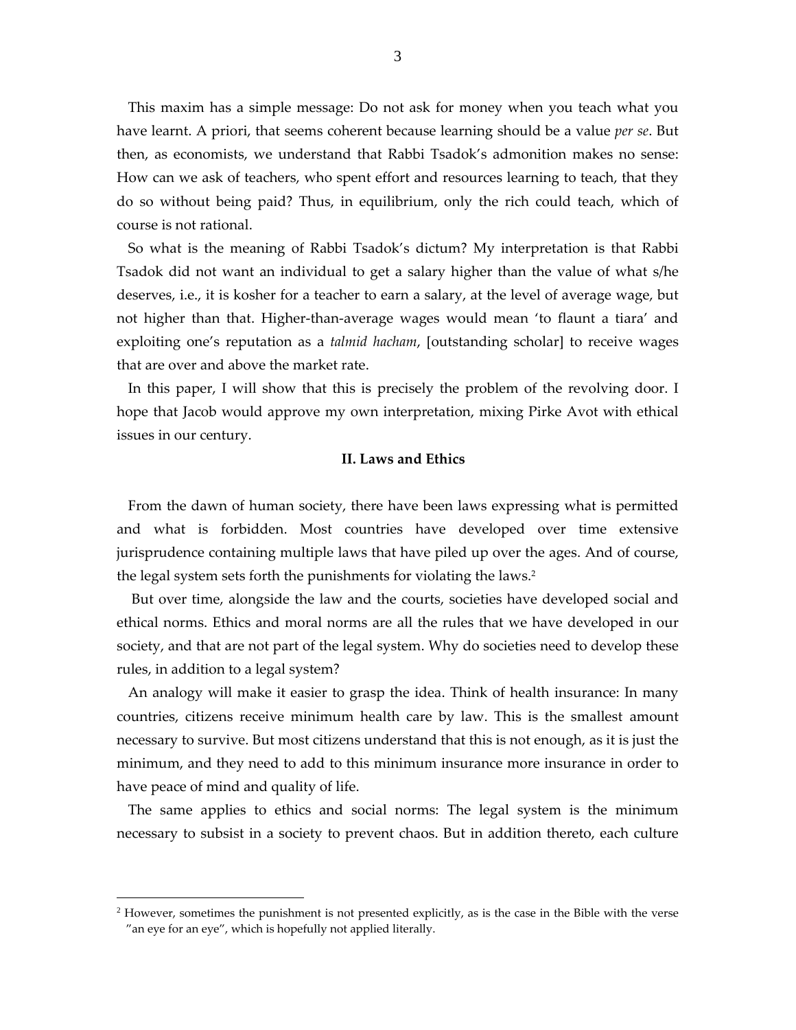This maxim has a simple message: Do not ask for money when you teach what you have learnt. A priori, that seems coherent because learning should be a value *per se*. But then, as economists, we understand that Rabbi Tsadok's admonition makes no sense: How can we ask of teachers, who spent effort and resources learning to teach, that they do so without being paid? Thus, in equilibrium, only the rich could teach, which of course is not rational.

So what is the meaning of Rabbi Tsadok's dictum? My interpretation is that Rabbi Tsadok did not want an individual to get a salary higher than the value of what s/he deserves, i.e., it is kosher for a teacher to earn a salary, at the level of average wage, but not higher than that. Higher-than-average wages would mean 'to flaunt a tiara' and exploiting one's reputation as a *talmid hacham*, [outstanding scholar] to receive wages that are over and above the market rate.

In this paper, I will show that this is precisely the problem of the revolving door. I hope that Jacob would approve my own interpretation, mixing Pirke Avot with ethical issues in our century.

## II. Laws and Ethics

From the dawn of human society, there have been laws expressing what is permitted and what is forbidden. Most countries have developed over time extensive jurisprudence containing multiple laws that have piled up over the ages. And of course, the legal system sets forth the punishments for violating the laws.[2]

But over time, alongside the law and the courts, societies have developed social and ethical norms. Ethics and moral norms are all the rules that we have developed in our society, and that are not part of the legal system. Why do societies need to develop these rules, in addition to a legal system?

An analogy will make it easier to grasp the idea. Think of health insurance: In many countries, citizens receive minimum health care by law. This is the smallest amount necessary to survive. But most citizens understand that this is not enough, as it is just the minimum, and they need to add to this minimum insurance more insurance in order to have peace of mind and quality of life.

The same applies to ethics and social norms: The legal system is the minimum necessary to subsist in a society to prevent chaos. But in addition thereto, each culture

[2] However, sometimes the punishment is not presented explicitly, as is the case in the Bible with the verse "an eye for an eye", which is hopefully not applied literally.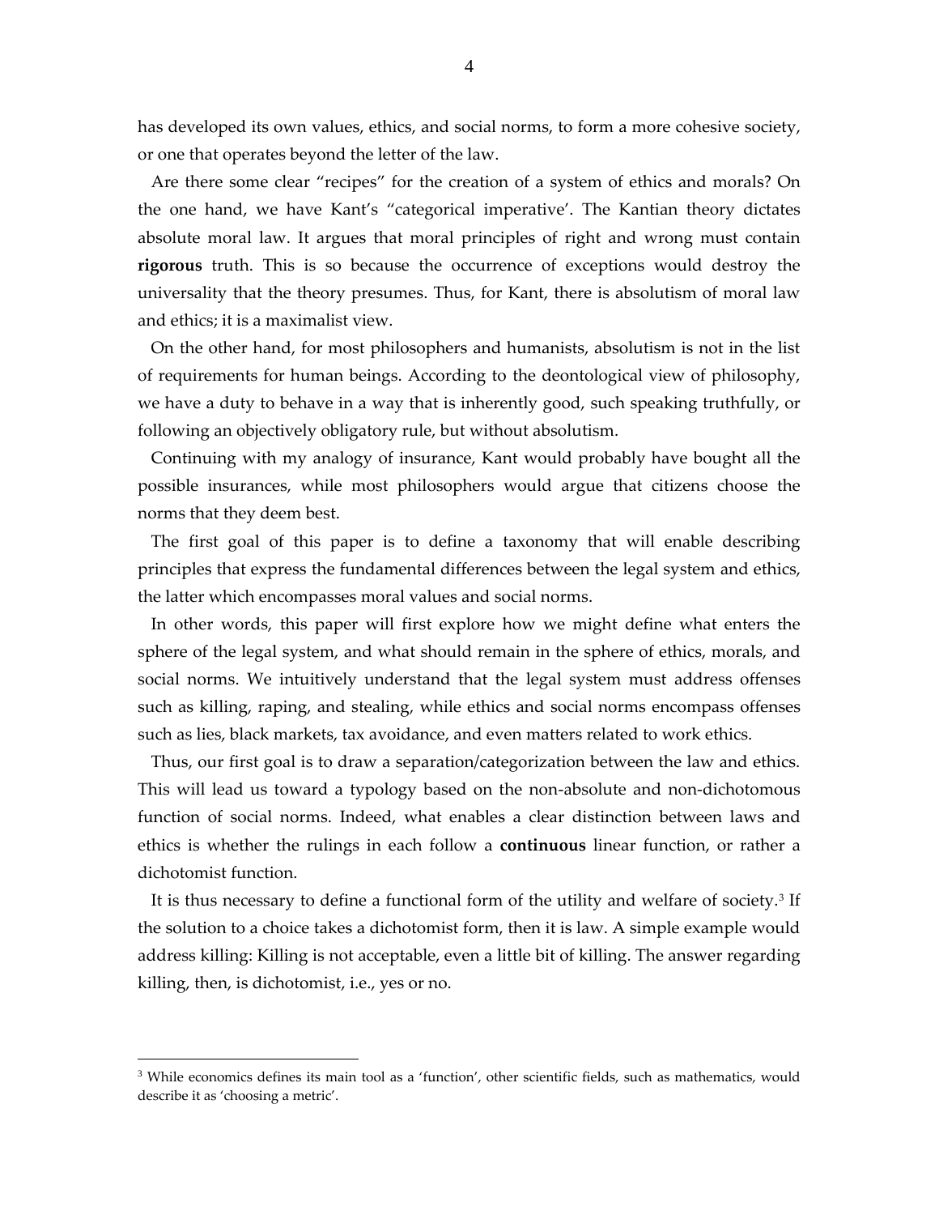has developed its own values, ethics, and social norms, to form a more cohesive society, or one that operates beyond the letter of the law.

Are there some clear "recipes" for the creation of a system of ethics and morals? On the one hand, we have Kant's "categorical imperative'. The Kantian theory dictates absolute moral law. It argues that moral principles of right and wrong must contain **rigorous** truth. This is so because the occurrence of exceptions would destroy the universality that the theory presumes. Thus, for Kant, there is absolutism of moral law and ethics; it is a maximalist view.

On the other hand, for most philosophers and humanists, absolutism is not in the list of requirements for human beings. According to the deontological view of philosophy, we have a duty to behave in a way that is inherently good, such speaking truthfully, or following an objectively obligatory rule, but without absolutism.

Continuing with my analogy of insurance, Kant would probably have bought all the possible insurances, while most philosophers would argue that citizens choose the norms that they deem best.

The first goal of this paper is to define a taxonomy that will enable describing principles that express the fundamental differences between the legal system and ethics, the latter which encompasses moral values and social norms.

In other words, this paper will first explore how we might define what enters the sphere of the legal system, and what should remain in the sphere of ethics, morals, and social norms. We intuitively understand that the legal system must address offenses such as killing, raping, and stealing, while ethics and social norms encompass offenses such as lies, black markets, tax avoidance, and even matters related to work ethics.

Thus, our first goal is to draw a separation/categorization between the law and ethics. This will lead us toward a typology based on the non-absolute and non-dichotomous function of social norms. Indeed, what enables a clear distinction between laws and ethics is whether the rulings in each follow a **continuous** linear function, or rather a dichotomist function.

It is thus necessary to define a functional form of the utility and welfare of society.[3] If the solution to a choice takes a dichotomist form, then it is law. A simple example would address killing: Killing is not acceptable, even a little bit of killing. The answer regarding killing, then, is dichotomist, i.e., yes or no.

[3] While economics defines its main tool as a 'function', other scientific fields, such as mathematics, would describe it as 'choosing a metric'.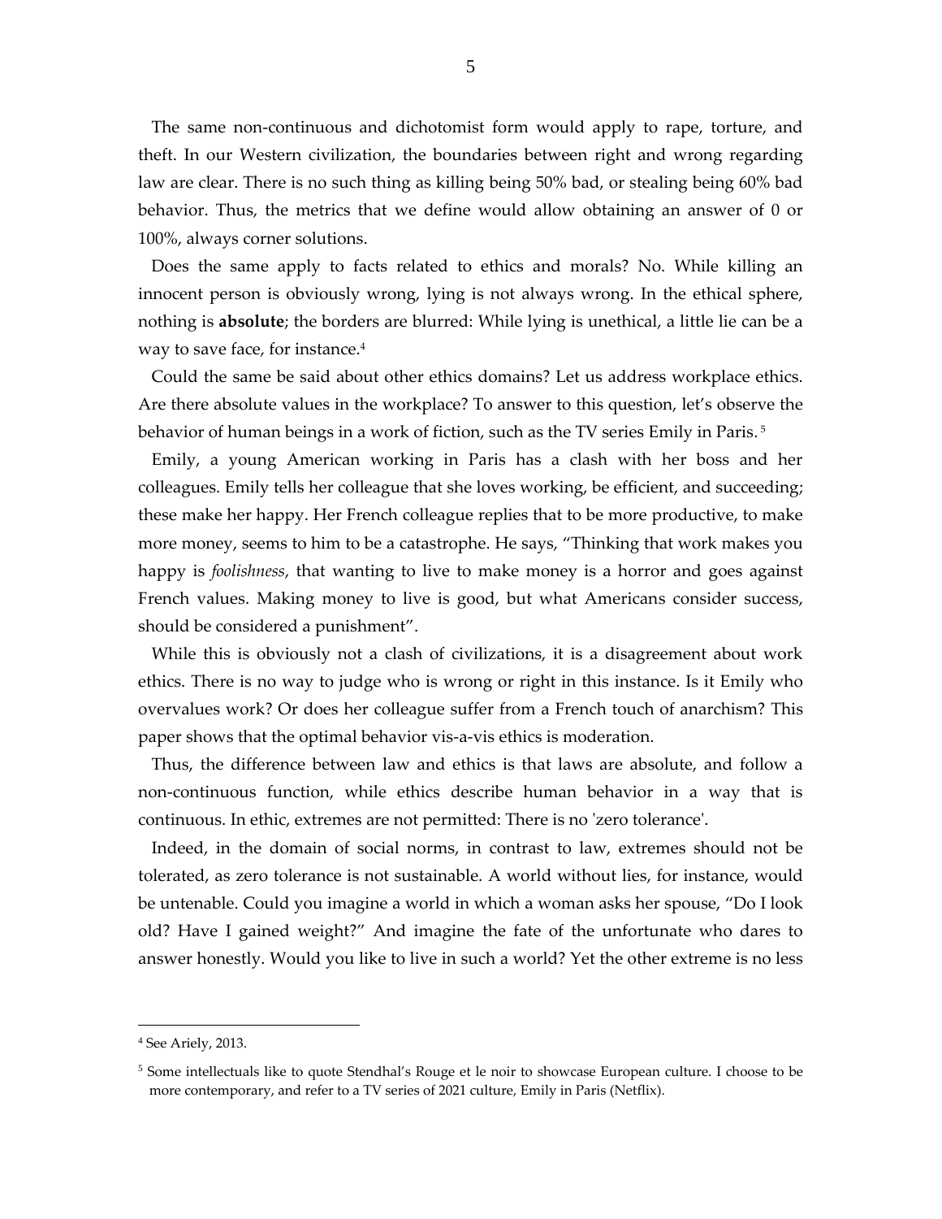The same non-continuous and dichotomist form would apply to rape, torture, and theft. In our Western civilization, the boundaries between right and wrong regarding law are clear. There is no such thing as killing being 50% bad, or stealing being 60% bad behavior. Thus, the metrics that we define would allow obtaining an answer of 0 or 100%, always corner solutions.

Does the same apply to facts related to ethics and morals? No. While killing an innocent person is obviously wrong, lying is not always wrong. In the ethical sphere, nothing is **absolute**; the borders are blurred: While lying is unethical, a little lie can be a way to save face, for instance.[4]

Could the same be said about other ethics domains? Let us address workplace ethics. Are there absolute values in the workplace? To answer to this question, let's observe the behavior of human beings in a work of fiction, such as the TV series Emily in Paris.[5]

Emily, a young American working in Paris has a clash with her boss and her colleagues. Emily tells her colleague that she loves working, be efficient, and succeeding; these make her happy. Her French colleague replies that to be more productive, to make more money, seems to him to be a catastrophe. He says, "Thinking that work makes you happy is *foolishness*, that wanting to live to make money is a horror and goes against French values. Making money to live is good, but what Americans consider success, should be considered a punishment".

While this is obviously not a clash of civilizations, it is a disagreement about work ethics. There is no way to judge who is wrong or right in this instance. Is it Emily who overvalues work? Or does her colleague suffer from a French touch of anarchism? This paper shows that the optimal behavior vis-a-vis ethics is moderation.

Thus, the difference between law and ethics is that laws are absolute, and follow a non-continuous function, while ethics describe human behavior in a way that is continuous. In ethic, extremes are not permitted: There is no 'zero tolerance'.

Indeed, in the domain of social norms, in contrast to law, extremes should not be tolerated, as zero tolerance is not sustainable. A world without lies, for instance, would be untenable. Could you imagine a world in which a woman asks her spouse, "Do I look old? Have I gained weight?" And imagine the fate of the unfortunate who dares to answer honestly. Would you like to live in such a world? Yet the other extreme is no less

---

[4] See Ariely, 2013.

[5] Some intellectuals like to quote Stendhal's Rouge et le noir to showcase European culture. I choose to be more contemporary, and refer to a TV series of 2021 culture, Emily in Paris (Netflix).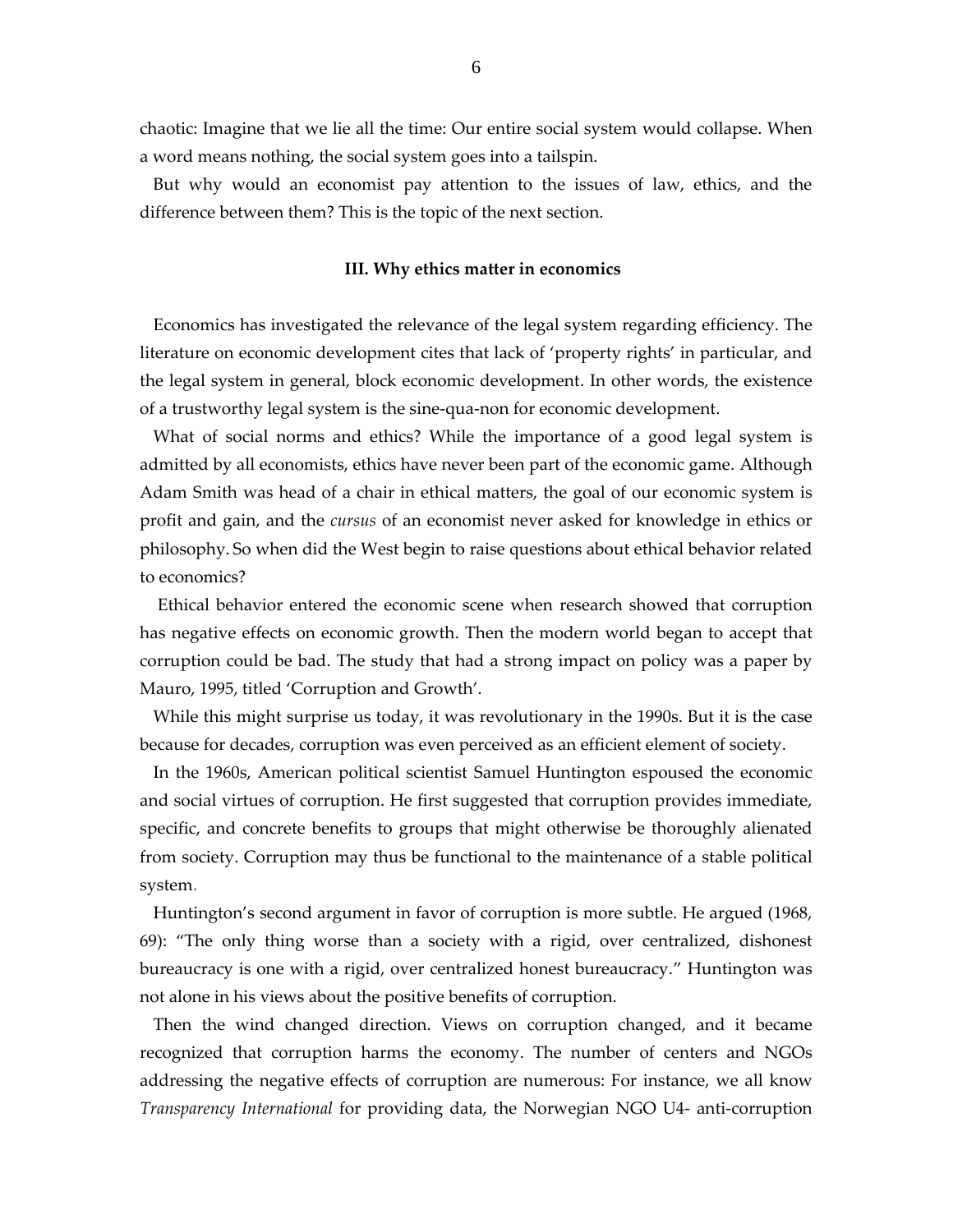chaotic: Imagine that we lie all the time: Our entire social system would collapse. When a word means nothing, the social system goes into a tailspin.

But why would an economist pay attention to the issues of law, ethics, and the difference between them? This is the topic of the next section.

## III. Why ethics matter in economics

Economics has investigated the relevance of the legal system regarding efficiency. The literature on economic development cites that lack of 'property rights' in particular, and the legal system in general, block economic development. In other words, the existence of a trustworthy legal system is the sine-qua-non for economic development.

What of social norms and ethics? While the importance of a good legal system is admitted by all economists, ethics have never been part of the economic game. Although Adam Smith was head of a chair in ethical matters, the goal of our economic system is profit and gain, and the *cursus* of an economist never asked for knowledge in ethics or philosophy. So when did the West begin to raise questions about ethical behavior related to economics?

Ethical behavior entered the economic scene when research showed that corruption has negative effects on economic growth. Then the modern world began to accept that corruption could be bad. The study that had a strong impact on policy was a paper by Mauro, 1995, titled 'Corruption and Growth'.

While this might surprise us today, it was revolutionary in the 1990s. But it is the case because for decades, corruption was even perceived as an efficient element of society.

In the 1960s, American political scientist Samuel Huntington espoused the economic and social virtues of corruption. He first suggested that corruption provides immediate, specific, and concrete benefits to groups that might otherwise be thoroughly alienated from society. Corruption may thus be functional to the maintenance of a stable political system.

Huntington's second argument in favor of corruption is more subtle. He argued (1968, 69): "The only thing worse than a society with a rigid, over centralized, dishonest bureaucracy is one with a rigid, over centralized honest bureaucracy." Huntington was not alone in his views about the positive benefits of corruption.

Then the wind changed direction. Views on corruption changed, and it became recognized that corruption harms the economy. The number of centers and NGOs addressing the negative effects of corruption are numerous: For instance, we all know *Transparency International* for providing data, the Norwegian NGO U4- anti-corruption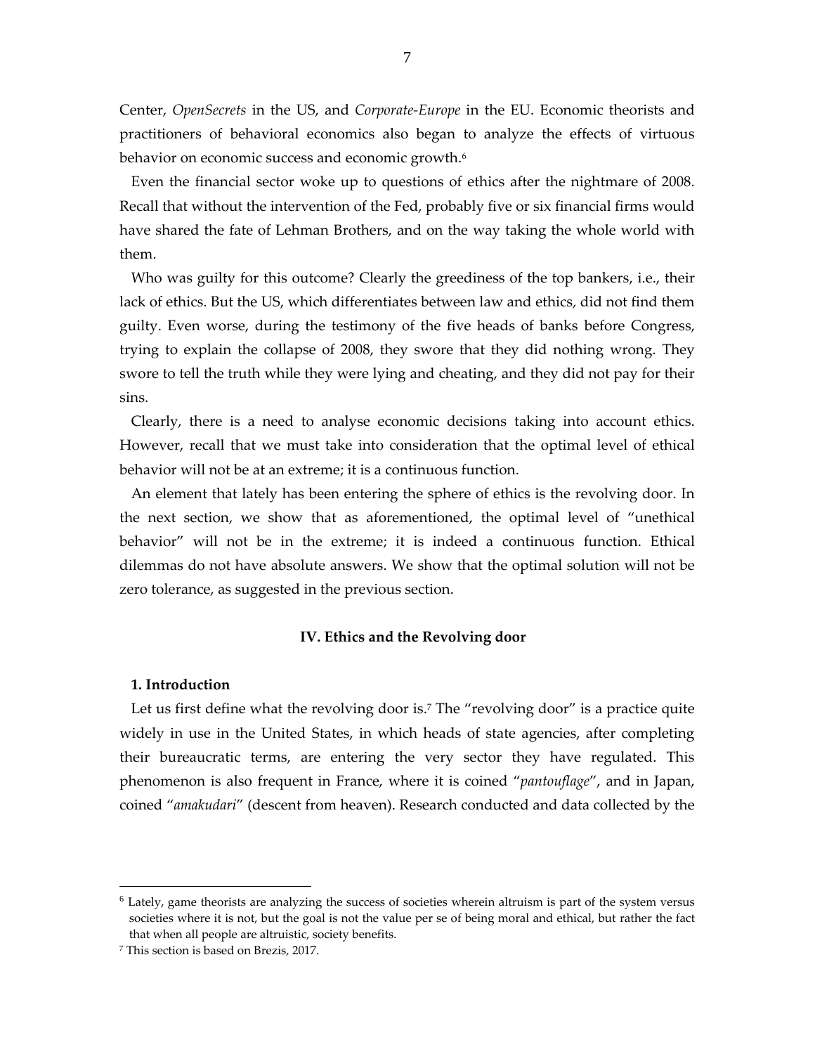Center, *OpenSecrets* in the US, and *Corporate-Europe* in the EU. Economic theorists and practitioners of behavioral economics also began to analyze the effects of virtuous behavior on economic success and economic growth.[6]

Even the financial sector woke up to questions of ethics after the nightmare of 2008. Recall that without the intervention of the Fed, probably five or six financial firms would have shared the fate of Lehman Brothers, and on the way taking the whole world with them.

Who was guilty for this outcome? Clearly the greediness of the top bankers, i.e., their lack of ethics. But the US, which differentiates between law and ethics, did not find them guilty. Even worse, during the testimony of the five heads of banks before Congress, trying to explain the collapse of 2008, they swore that they did nothing wrong. They swore to tell the truth while they were lying and cheating, and they did not pay for their sins.

Clearly, there is a need to analyse economic decisions taking into account ethics. However, recall that we must take into consideration that the optimal level of ethical behavior will not be at an extreme; it is a continuous function.

An element that lately has been entering the sphere of ethics is the revolving door. In the next section, we show that as aforementioned, the optimal level of "unethical behavior" will not be in the extreme; it is indeed a continuous function. Ethical dilemmas do not have absolute answers. We show that the optimal solution will not be zero tolerance, as suggested in the previous section.

## IV. Ethics and the Revolving door

### 1. Introduction

Let us first define what the revolving door is.[7] The "revolving door" is a practice quite widely in use in the United States, in which heads of state agencies, after completing their bureaucratic terms, are entering the very sector they have regulated. This phenomenon is also frequent in France, where it is coined "*pantouflage*", and in Japan, coined "*amakudari*" (descent from heaven). Research conducted and data collected by the

---

[6] Lately, game theorists are analyzing the success of societies wherein altruism is part of the system versus societies where it is not, but the goal is not the value per se of being moral and ethical, but rather the fact that when all people are altruistic, society benefits.

[7] This section is based on Brezis, 2017.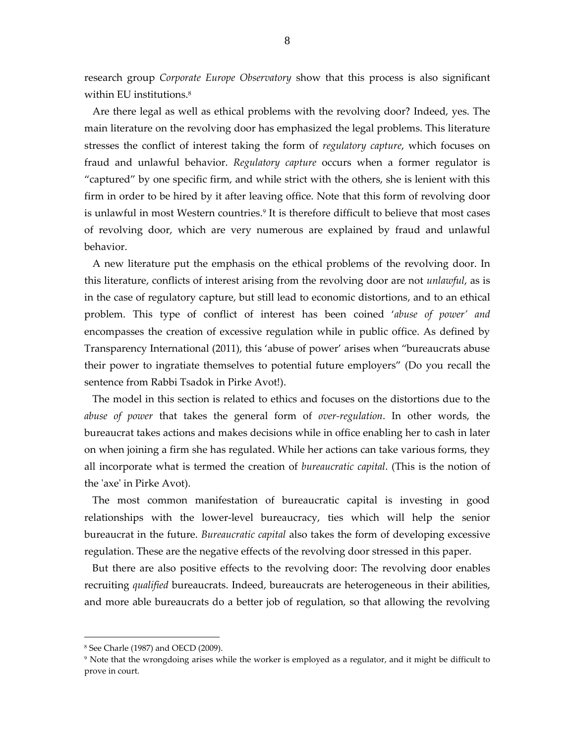research group *Corporate Europe Observatory* show that this process is also significant within EU institutions.[8]

Are there legal as well as ethical problems with the revolving door? Indeed, yes. The main literature on the revolving door has emphasized the legal problems. This literature stresses the conflict of interest taking the form of *regulatory capture*, which focuses on fraud and unlawful behavior. *Regulatory capture* occurs when a former regulator is "captured" by one specific firm, and while strict with the others, she is lenient with this firm in order to be hired by it after leaving office. Note that this form of revolving door is unlawful in most Western countries.[9] It is therefore difficult to believe that most cases of revolving door, which are very numerous are explained by fraud and unlawful behavior.

A new literature put the emphasis on the ethical problems of the revolving door. In this literature, conflicts of interest arising from the revolving door are not *unlawful*, as is in the case of regulatory capture, but still lead to economic distortions, and to an ethical problem. This type of conflict of interest has been coined '*abuse of power' and* encompasses the creation of excessive regulation while in public office. As defined by Transparency International (2011), this 'abuse of power' arises when "bureaucrats abuse their power to ingratiate themselves to potential future employers" (Do you recall the sentence from Rabbi Tsadok in Pirke Avot!).

The model in this section is related to ethics and focuses on the distortions due to the *abuse of power* that takes the general form of *over-regulation*. In other words, the bureaucrat takes actions and makes decisions while in office enabling her to cash in later on when joining a firm she has regulated. While her actions can take various forms, they all incorporate what is termed the creation of *bureaucratic capital*. (This is the notion of the 'axe' in Pirke Avot).

The most common manifestation of bureaucratic capital is investing in good relationships with the lower-level bureaucracy, ties which will help the senior bureaucrat in the future. *Bureaucratic capital* also takes the form of developing excessive regulation. These are the negative effects of the revolving door stressed in this paper.

But there are also positive effects to the revolving door: The revolving door enables recruiting *qualified* bureaucrats. Indeed, bureaucrats are heterogeneous in their abilities, and more able bureaucrats do a better job of regulation, so that allowing the revolving

---

[8] See Charle (1987) and OECD (2009).

[9] Note that the wrongdoing arises while the worker is employed as a regulator, and it might be difficult to prove in court.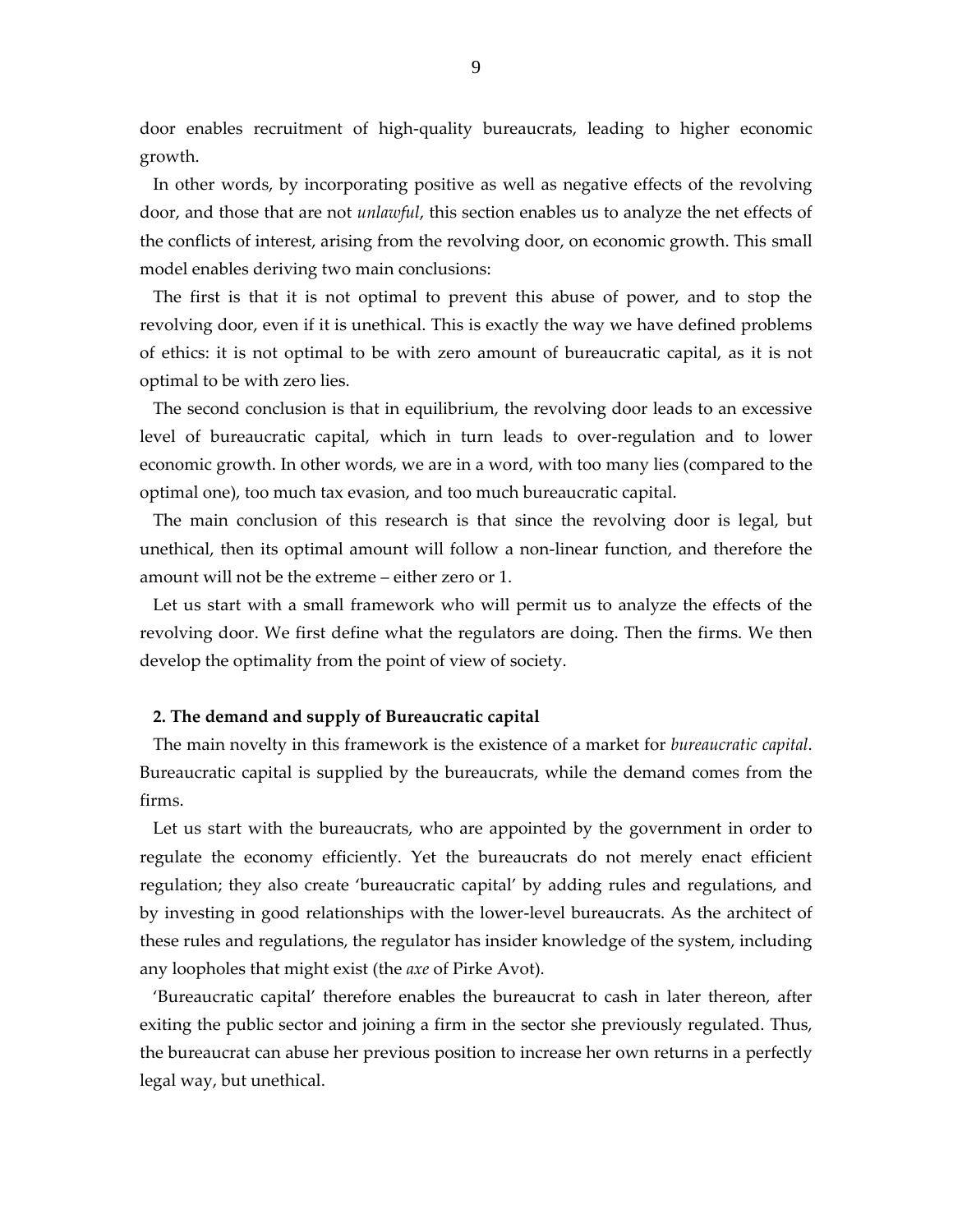door enables recruitment of high-quality bureaucrats, leading to higher economic growth.

In other words, by incorporating positive as well as negative effects of the revolving door, and those that are not *unlawful*, this section enables us to analyze the net effects of the conflicts of interest, arising from the revolving door, on economic growth. This small model enables deriving two main conclusions:

The first is that it is not optimal to prevent this abuse of power, and to stop the revolving door, even if it is unethical. This is exactly the way we have defined problems of ethics: it is not optimal to be with zero amount of bureaucratic capital, as it is not optimal to be with zero lies.

The second conclusion is that in equilibrium, the revolving door leads to an excessive level of bureaucratic capital, which in turn leads to over-regulation and to lower economic growth. In other words, we are in a word, with too many lies (compared to the optimal one), too much tax evasion, and too much bureaucratic capital.

The main conclusion of this research is that since the revolving door is legal, but unethical, then its optimal amount will follow a non-linear function, and therefore the amount will not be the extreme – either zero or 1.

Let us start with a small framework who will permit us to analyze the effects of the revolving door. We first define what the regulators are doing. Then the firms. We then develop the optimality from the point of view of society.

## 2. The demand and supply of Bureaucratic capital

The main novelty in this framework is the existence of a market for *bureaucratic capital*. Bureaucratic capital is supplied by the bureaucrats, while the demand comes from the firms.

Let us start with the bureaucrats, who are appointed by the government in order to regulate the economy efficiently. Yet the bureaucrats do not merely enact efficient regulation; they also create 'bureaucratic capital' by adding rules and regulations, and by investing in good relationships with the lower-level bureaucrats. As the architect of these rules and regulations, the regulator has insider knowledge of the system, including any loopholes that might exist (the *axe* of Pirke Avot).

'Bureaucratic capital' therefore enables the bureaucrat to cash in later thereon, after exiting the public sector and joining a firm in the sector she previously regulated. Thus, the bureaucrat can abuse her previous position to increase her own returns in a perfectly legal way, but unethical.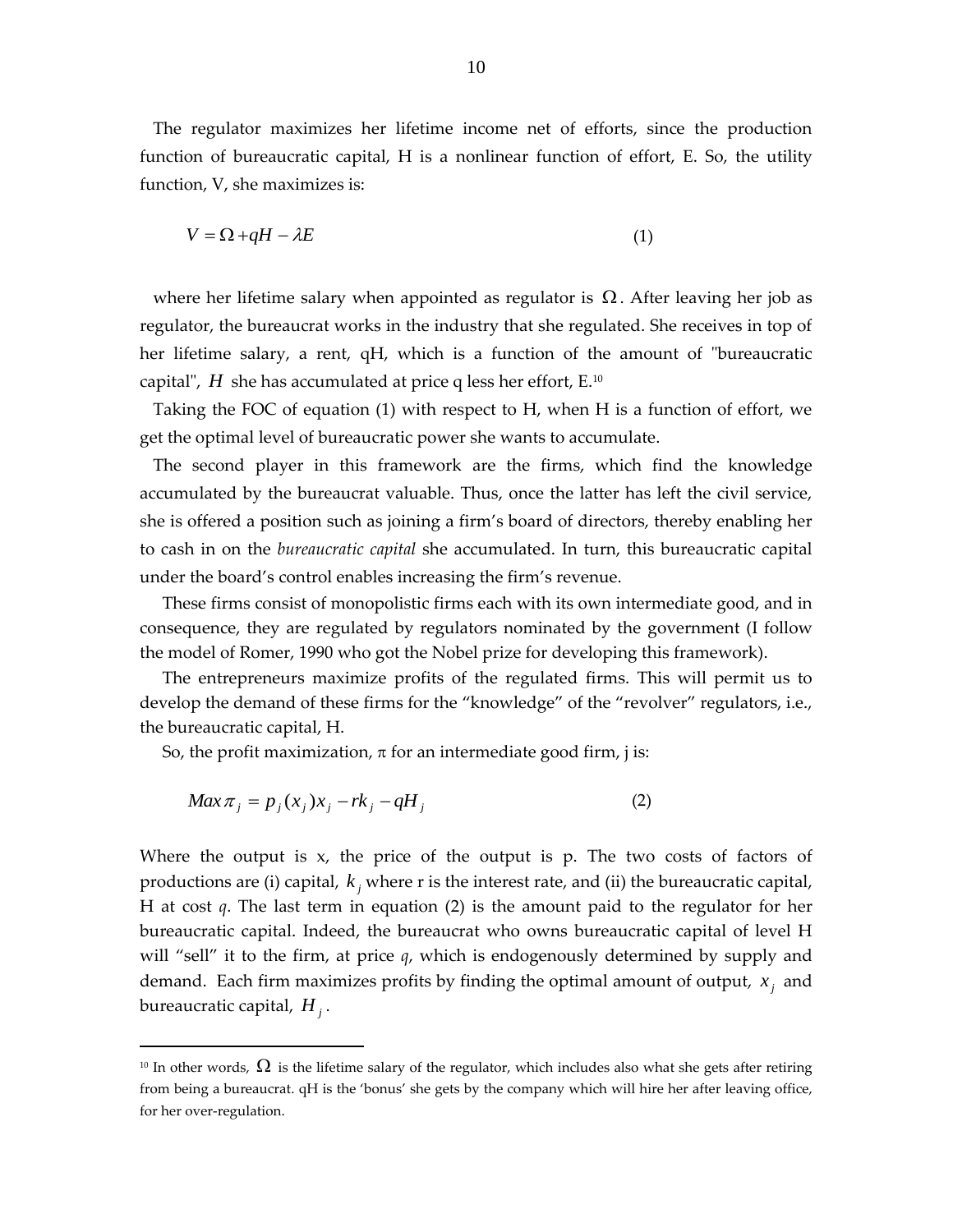The regulator maximizes her lifetime income net of efforts, since the production function of bureaucratic capital, H is a nonlinear function of effort, E. So, the utility function, V, she maximizes is:

$$V = \Omega + qH - \lambda E \qquad (1)$$

where her lifetime salary when appointed as regulator is $\Omega$. After leaving her job as regulator, the bureaucrat works in the industry that she regulated. She receives in top of her lifetime salary, a rent, qH, which is a function of the amount of "bureaucratic capital", $H$ she has accumulated at price q less her effort, E.[10]

Taking the FOC of equation (1) with respect to H, when H is a function of effort, we get the optimal level of bureaucratic power she wants to accumulate.

The second player in this framework are the firms, which find the knowledge accumulated by the bureaucrat valuable. Thus, once the latter has left the civil service, she is offered a position such as joining a firm's board of directors, thereby enabling her to cash in on the *bureaucratic capital* she accumulated. In turn, this bureaucratic capital under the board's control enables increasing the firm's revenue.

These firms consist of monopolistic firms each with its own intermediate good, and in consequence, they are regulated by regulators nominated by the government (I follow the model of Romer, 1990 who got the Nobel prize for developing this framework).

The entrepreneurs maximize profits of the regulated firms. This will permit us to develop the demand of these firms for the "knowledge" of the "revolver" regulators, i.e., the bureaucratic capital, H.

So, the profit maximization, π for an intermediate good firm, j is:

$$Max\, \pi_j = p_j(x_j)x_j - rk_j - qH_j \qquad (2)$$

Where the output is x, the price of the output is p. The two costs of factors of productions are (i) capital, $k_j$ where r is the interest rate, and (ii) the bureaucratic capital, H at cost *q*. The last term in equation (2) is the amount paid to the regulator for her bureaucratic capital. Indeed, the bureaucrat who owns bureaucratic capital of level H will "sell" it to the firm, at price *q*, which is endogenously determined by supply and demand. Each firm maximizes profits by finding the optimal amount of output, $x_j$ and bureaucratic capital, $H_j$.

---

[10] In other words, $\Omega$ is the lifetime salary of the regulator, which includes also what she gets after retiring from being a bureaucrat. qH is the 'bonus' she gets by the company which will hire her after leaving office, for her over-regulation.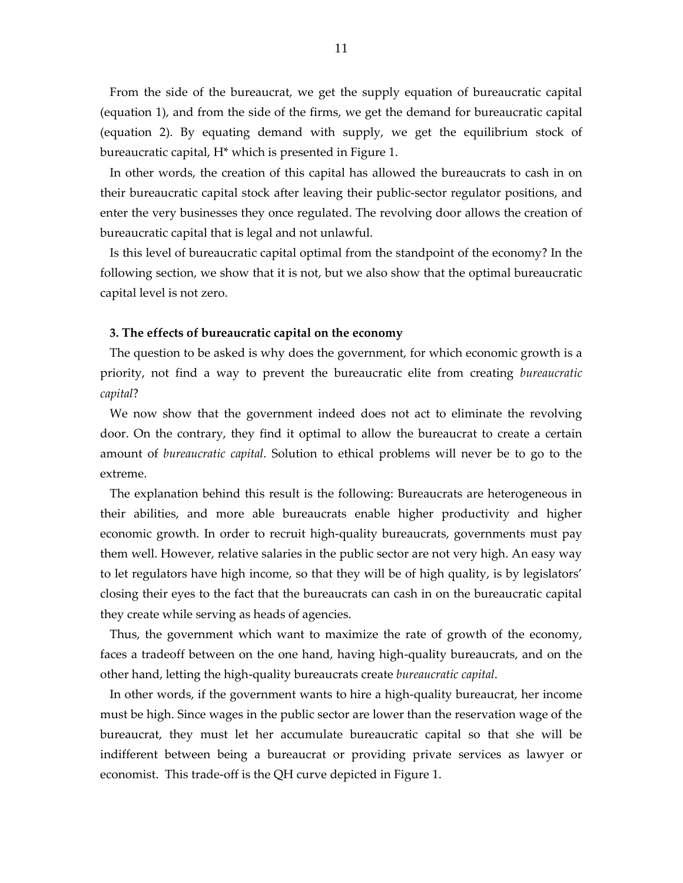From the side of the bureaucrat, we get the supply equation of bureaucratic capital (equation 1), and from the side of the firms, we get the demand for bureaucratic capital (equation 2). By equating demand with supply, we get the equilibrium stock of bureaucratic capital, $H^*$ which is presented in Figure 1.

In other words, the creation of this capital has allowed the bureaucrats to cash in on their bureaucratic capital stock after leaving their public-sector regulator positions, and enter the very businesses they once regulated. The revolving door allows the creation of bureaucratic capital that is legal and not unlawful.

Is this level of bureaucratic capital optimal from the standpoint of the economy? In the following section, we show that it is not, but we also show that the optimal bureaucratic capital level is not zero.

### 3. The effects of bureaucratic capital on the economy

The question to be asked is why does the government, for which economic growth is a priority, not find a way to prevent the bureaucratic elite from creating *bureaucratic capital*?

We now show that the government indeed does not act to eliminate the revolving door. On the contrary, they find it optimal to allow the bureaucrat to create a certain amount of *bureaucratic capital*. Solution to ethical problems will never be to go to the extreme.

The explanation behind this result is the following: Bureaucrats are heterogeneous in their abilities, and more able bureaucrats enable higher productivity and higher economic growth. In order to recruit high-quality bureaucrats, governments must pay them well. However, relative salaries in the public sector are not very high. An easy way to let regulators have high income, so that they will be of high quality, is by legislators' closing their eyes to the fact that the bureaucrats can cash in on the bureaucratic capital they create while serving as heads of agencies.

Thus, the government which want to maximize the rate of growth of the economy, faces a tradeoff between on the one hand, having high-quality bureaucrats, and on the other hand, letting the high-quality bureaucrats create *bureaucratic capital*.

In other words, if the government wants to hire a high-quality bureaucrat, her income must be high. Since wages in the public sector are lower than the reservation wage of the bureaucrat, they must let her accumulate bureaucratic capital so that she will be indifferent between being a bureaucrat or providing private services as lawyer or economist. This trade-off is the QH curve depicted in Figure 1.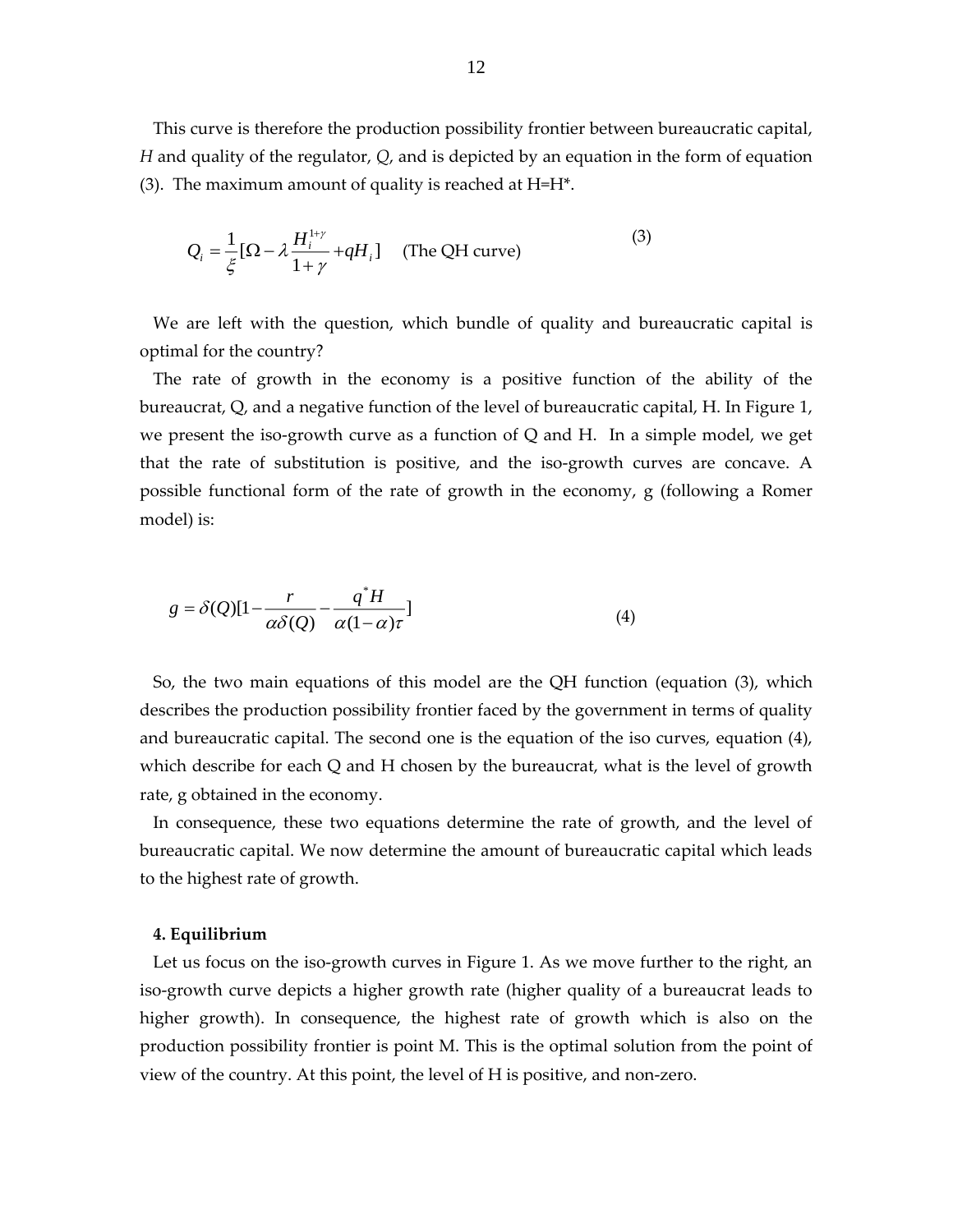This curve is therefore the production possibility frontier between bureaucratic capital, *H* and quality of the regulator, *Q*, and is depicted by an equation in the form of equation (3). The maximum amount of quality is reached at H=H*.

$$Q_i = \frac{1}{\xi}[\Omega - \lambda \frac{H_i^{1+\gamma}}{1+\gamma} + qH_i] \quad \text{(The QH curve)} \tag{3}$$

We are left with the question, which bundle of quality and bureaucratic capital is optimal for the country?

The rate of growth in the economy is a positive function of the ability of the bureaucrat, Q, and a negative function of the level of bureaucratic capital, H. In Figure 1, we present the iso-growth curve as a function of Q and H. In a simple model, we get that the rate of substitution is positive, and the iso-growth curves are concave. A possible functional form of the rate of growth in the economy, g (following a Romer model) is:

$$g = \delta(Q)[1 - \frac{r}{\alpha\delta(Q)} - \frac{q^* H}{\alpha(1-\alpha)\tau}] \tag{4}$$

So, the two main equations of this model are the QH function (equation (3), which describes the production possibility frontier faced by the government in terms of quality and bureaucratic capital. The second one is the equation of the iso curves, equation (4), which describe for each Q and H chosen by the bureaucrat, what is the level of growth rate, g obtained in the economy.

In consequence, these two equations determine the rate of growth, and the level of bureaucratic capital. We now determine the amount of bureaucratic capital which leads to the highest rate of growth.

#### 4. Equilibrium

Let us focus on the iso-growth curves in Figure 1. As we move further to the right, an iso-growth curve depicts a higher growth rate (higher quality of a bureaucrat leads to higher growth). In consequence, the highest rate of growth which is also on the production possibility frontier is point M. This is the optimal solution from the point of view of the country. At this point, the level of H is positive, and non-zero.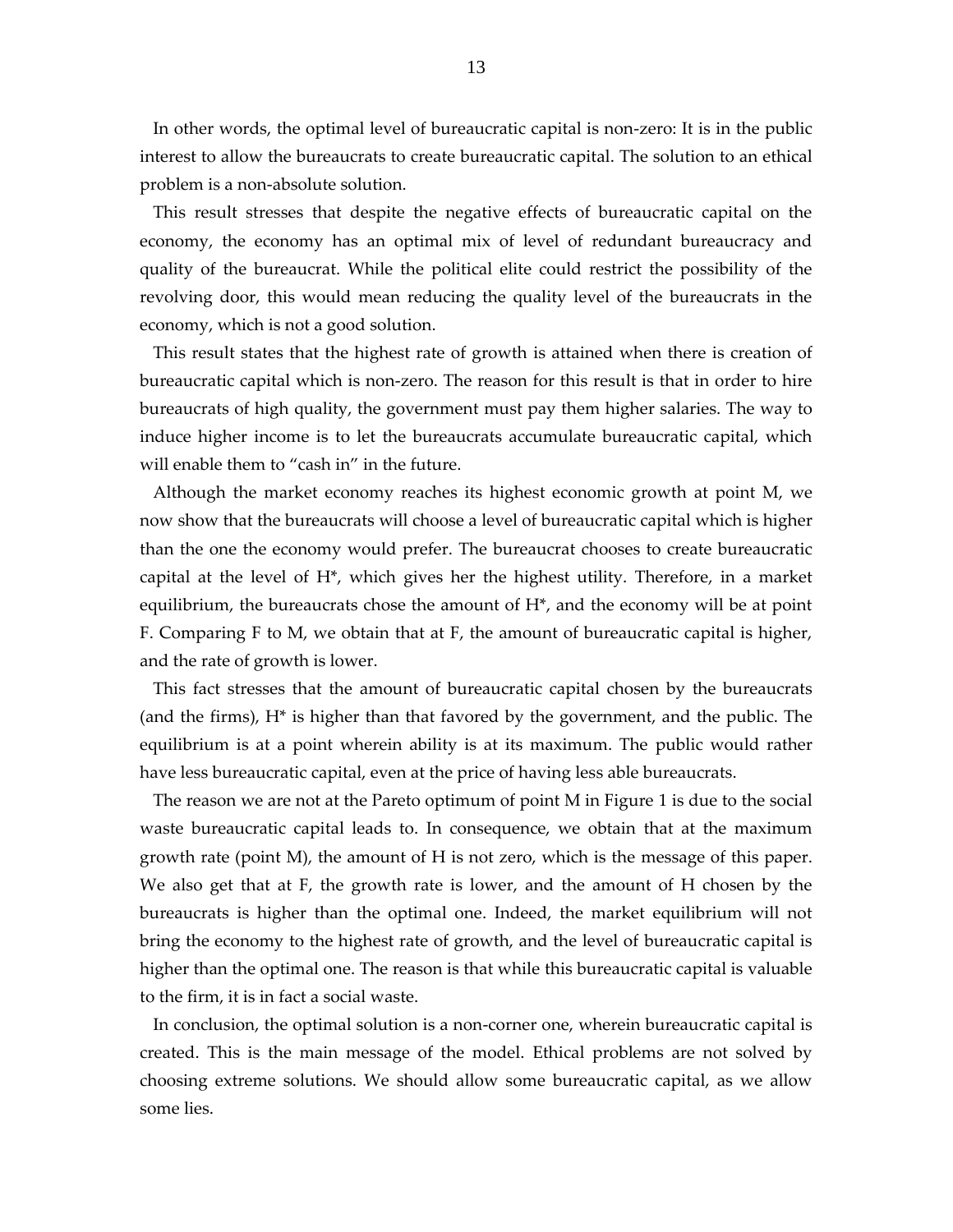In other words, the optimal level of bureaucratic capital is non-zero: It is in the public interest to allow the bureaucrats to create bureaucratic capital. The solution to an ethical problem is a non-absolute solution.

This result stresses that despite the negative effects of bureaucratic capital on the economy, the economy has an optimal mix of level of redundant bureaucracy and quality of the bureaucrat. While the political elite could restrict the possibility of the revolving door, this would mean reducing the quality level of the bureaucrats in the economy, which is not a good solution.

This result states that the highest rate of growth is attained when there is creation of bureaucratic capital which is non-zero. The reason for this result is that in order to hire bureaucrats of high quality, the government must pay them higher salaries. The way to induce higher income is to let the bureaucrats accumulate bureaucratic capital, which will enable them to "cash in" in the future.

Although the market economy reaches its highest economic growth at point M, we now show that the bureaucrats will choose a level of bureaucratic capital which is higher than the one the economy would prefer. The bureaucrat chooses to create bureaucratic capital at the level of $H^*$, which gives her the highest utility. Therefore, in a market equilibrium, the bureaucrats chose the amount of $H^*$, and the economy will be at point F. Comparing F to M, we obtain that at F, the amount of bureaucratic capital is higher, and the rate of growth is lower.

This fact stresses that the amount of bureaucratic capital chosen by the bureaucrats (and the firms), $H^*$ is higher than that favored by the government, and the public. The equilibrium is at a point wherein ability is at its maximum. The public would rather have less bureaucratic capital, even at the price of having less able bureaucrats.

The reason we are not at the Pareto optimum of point M in Figure 1 is due to the social waste bureaucratic capital leads to. In consequence, we obtain that at the maximum growth rate (point M), the amount of H is not zero, which is the message of this paper. We also get that at F, the growth rate is lower, and the amount of H chosen by the bureaucrats is higher than the optimal one. Indeed, the market equilibrium will not bring the economy to the highest rate of growth, and the level of bureaucratic capital is higher than the optimal one. The reason is that while this bureaucratic capital is valuable to the firm, it is in fact a social waste.

In conclusion, the optimal solution is a non-corner one, wherein bureaucratic capital is created. This is the main message of the model. Ethical problems are not solved by choosing extreme solutions. We should allow some bureaucratic capital, as we allow some lies.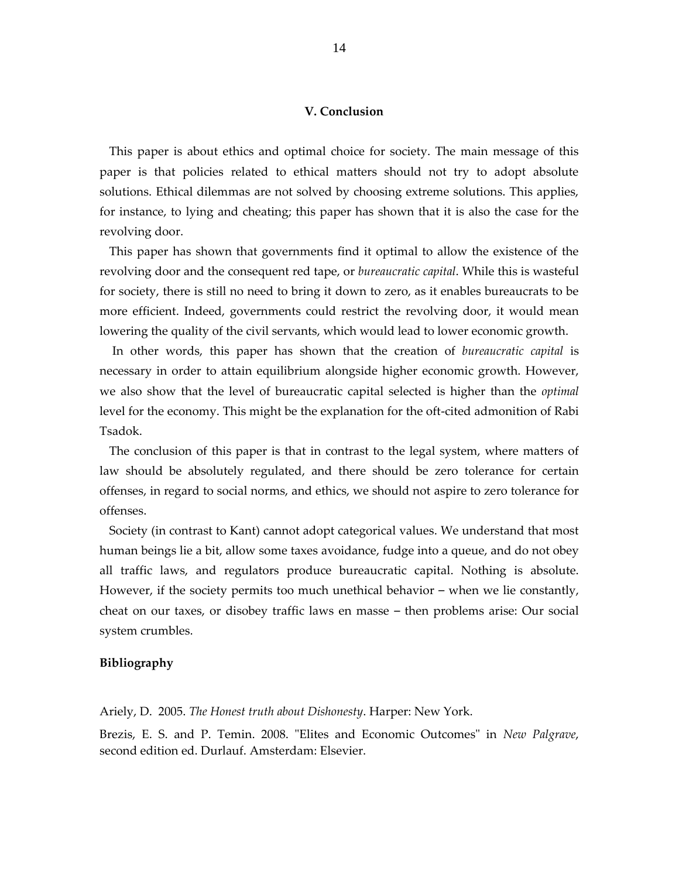## V. Conclusion

This paper is about ethics and optimal choice for society. The main message of this paper is that policies related to ethical matters should not try to adopt absolute solutions. Ethical dilemmas are not solved by choosing extreme solutions. This applies, for instance, to lying and cheating; this paper has shown that it is also the case for the revolving door.

This paper has shown that governments find it optimal to allow the existence of the revolving door and the consequent red tape, or *bureaucratic capital*. While this is wasteful for society, there is still no need to bring it down to zero, as it enables bureaucrats to be more efficient. Indeed, governments could restrict the revolving door, it would mean lowering the quality of the civil servants, which would lead to lower economic growth.

In other words, this paper has shown that the creation of *bureaucratic capital* is necessary in order to attain equilibrium alongside higher economic growth. However, we also show that the level of bureaucratic capital selected is higher than the *optimal* level for the economy. This might be the explanation for the oft-cited admonition of Rabi Tsadok.

The conclusion of this paper is that in contrast to the legal system, where matters of law should be absolutely regulated, and there should be zero tolerance for certain offenses, in regard to social norms, and ethics, we should not aspire to zero tolerance for offenses.

Society (in contrast to Kant) cannot adopt categorical values. We understand that most human beings lie a bit, allow some taxes avoidance, fudge into a queue, and do not obey all traffic laws, and regulators produce bureaucratic capital. Nothing is absolute. However, if the society permits too much unethical behavior – when we lie constantly, cheat on our taxes, or disobey traffic laws en masse – then problems arise: Our social system crumbles.

**Bibliography**

Ariely, D. 2005. *The Honest truth about Dishonesty*. Harper: New York.

Brezis, E. S. and P. Temin. 2008. "Elites and Economic Outcomes" in *New Palgrave*, second edition ed. Durlauf. Amsterdam: Elsevier.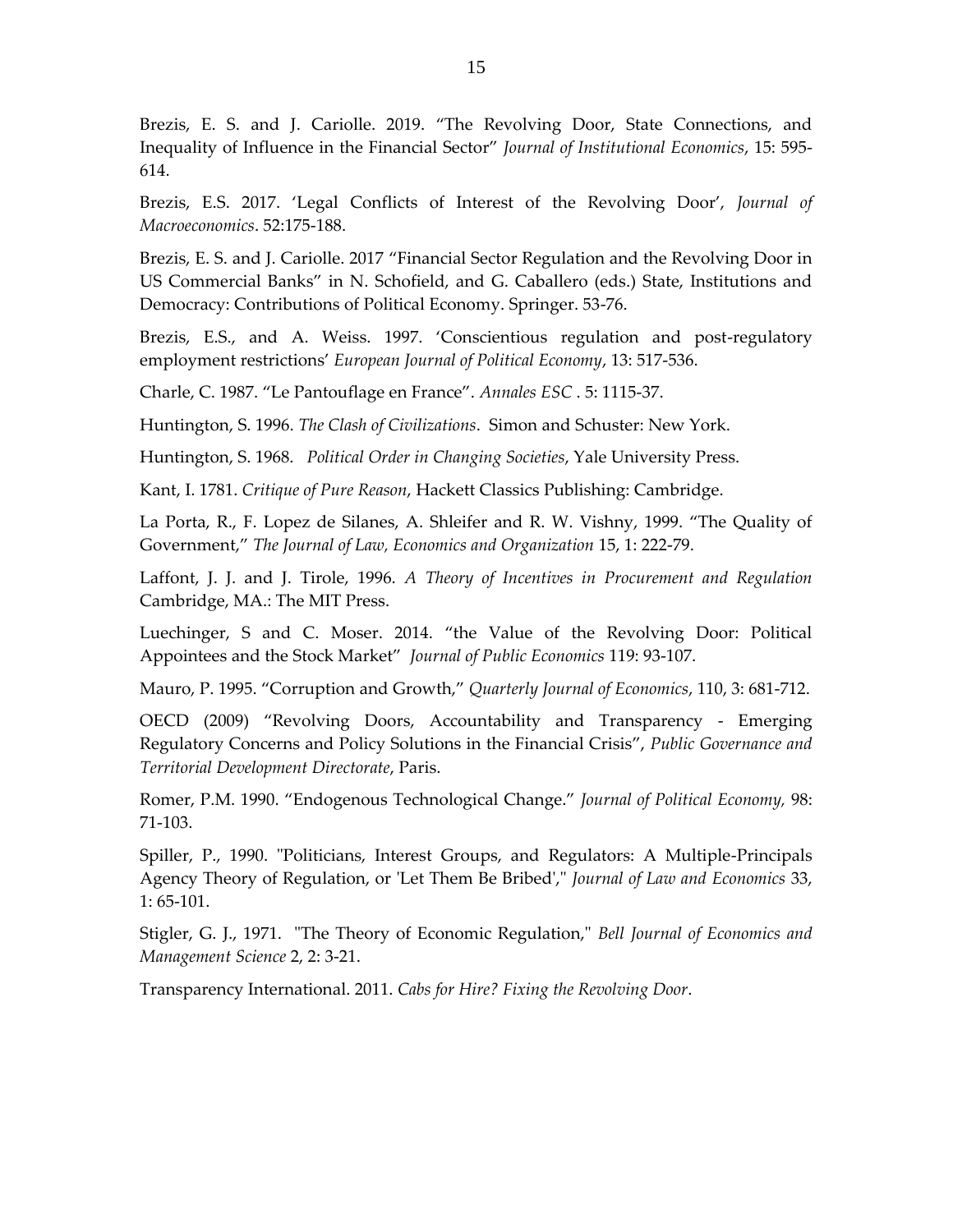Brezis, E. S. and J. Cariolle. 2019. "The Revolving Door, State Connections, and Inequality of Influence in the Financial Sector" *Journal of Institutional Economics*, 15: 595-614.

Brezis, E.S. 2017. 'Legal Conflicts of Interest of the Revolving Door', *Journal of Macroeconomics*. 52:175-188.

Brezis, E. S. and J. Cariolle. 2017 "Financial Sector Regulation and the Revolving Door in US Commercial Banks" in N. Schofield, and G. Caballero (eds.) State, Institutions and Democracy: Contributions of Political Economy. Springer. 53-76.

Brezis, E.S., and A. Weiss. 1997. 'Conscientious regulation and post-regulatory employment restrictions' *European Journal of Political Economy*, 13: 517-536.

Charle, C. 1987. "Le Pantouflage en France". *Annales ESC* . 5: 1115-37.

Huntington, S. 1996. *The Clash of Civilizations*. Simon and Schuster: New York.

Huntington, S. 1968. *Political Order in Changing Societies*, Yale University Press.

Kant, I. 1781. *Critique of Pure Reason*, Hackett Classics Publishing: Cambridge.

La Porta, R., F. Lopez de Silanes, A. Shleifer and R. W. Vishny, 1999. "The Quality of Government," *The Journal of Law, Economics and Organization* 15, 1: 222-79.

Laffont, J. J. and J. Tirole, 1996. *A Theory of Incentives in Procurement and Regulation* Cambridge, MA.: The MIT Press.

Luechinger, S and C. Moser. 2014. "the Value of the Revolving Door: Political Appointees and the Stock Market" *Journal of Public Economics* 119: 93-107.

Mauro, P. 1995. "Corruption and Growth," *Quarterly Journal of Economics*, 110, 3: 681-712.

OECD (2009) "Revolving Doors, Accountability and Transparency - Emerging Regulatory Concerns and Policy Solutions in the Financial Crisis", *Public Governance and Territorial Development Directorate*, Paris.

Romer, P.M. 1990. "Endogenous Technological Change." *Journal of Political Economy*, 98: 71-103.

Spiller, P., 1990. "Politicians, Interest Groups, and Regulators: A Multiple-Principals Agency Theory of Regulation, or 'Let Them Be Bribed'," *Journal of Law and Economics* 33, 1: 65-101.

Stigler, G. J., 1971. "The Theory of Economic Regulation," *Bell Journal of Economics and Management Science* 2, 2: 3-21.

Transparency International. 2011. *Cabs for Hire? Fixing the Revolving Door*.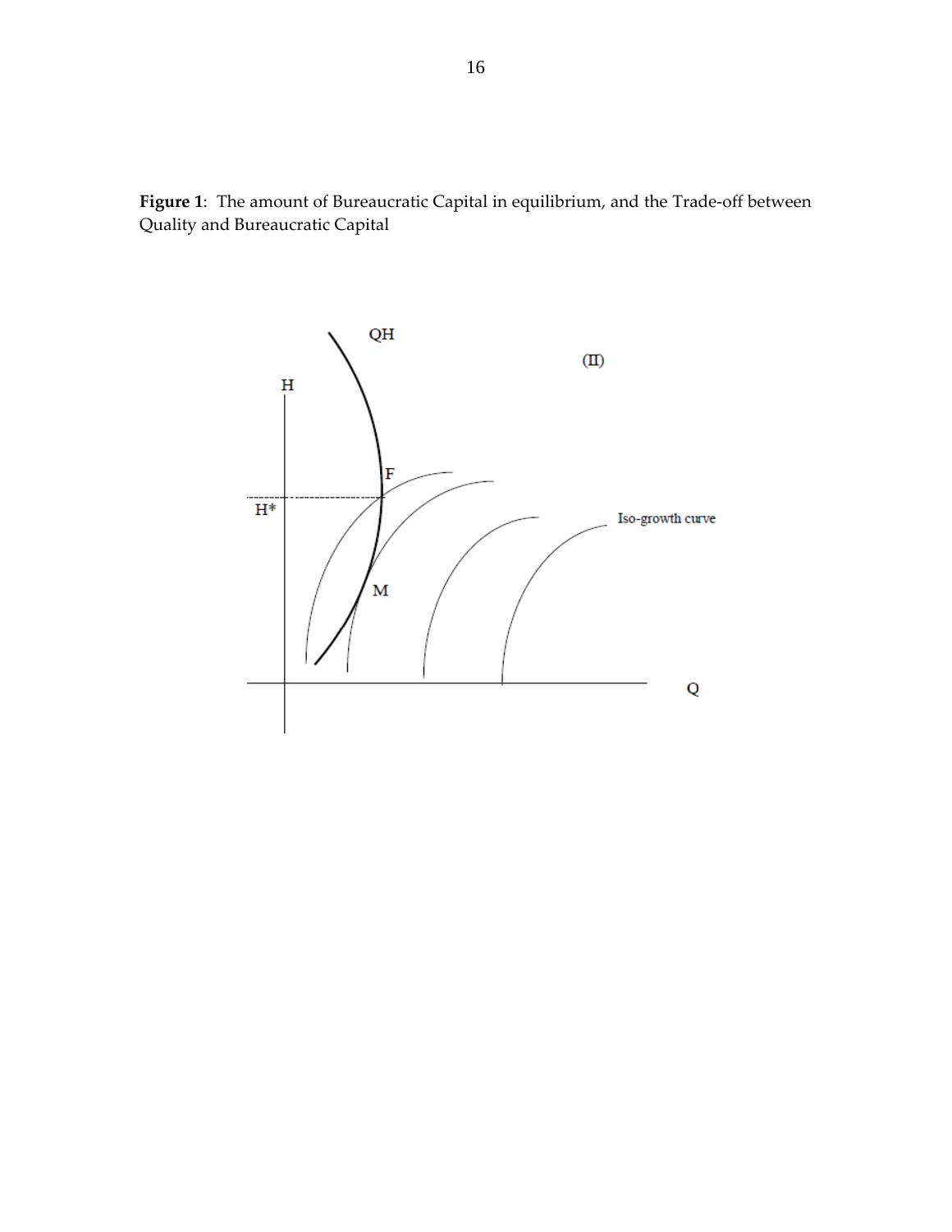**Figure 1**: The amount of Bureaucratic Capital in equilibrium, and the Trade-off between Quality and Bureaucratic Capital

QH

(II)

H

F

H*

Iso-growth curve

M

Q